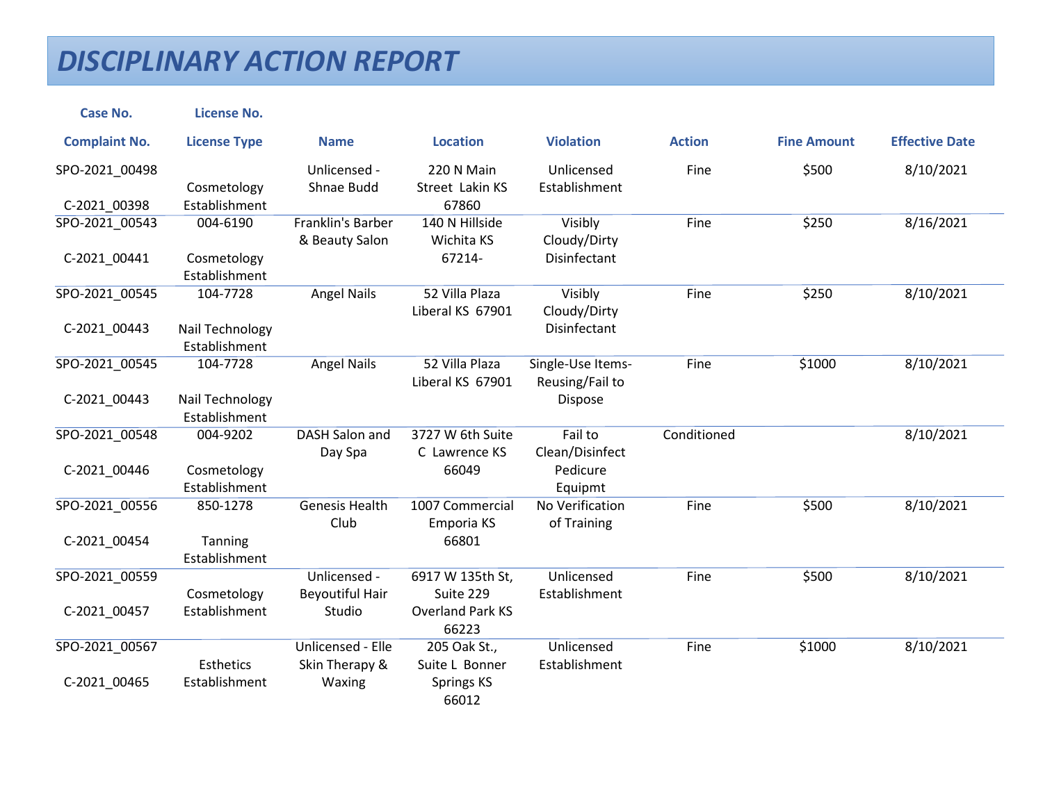# DISCIPLINARY ACTION REPORT

| Case No. / Complaint No. | License No. / License Type | Name | Location | Violation | Action | Fine Amount | Effective Date |
|---|---|---|---|---|---|---|---|
| SPO-2021_00498 C-2021_00398 | Cosmetology Establishment | Unlicensed - Shnae Budd | 220 N Main Street Lakin KS 67860 | Unlicensed Establishment | Fine | $500 | 8/10/2021 |
| SPO-2021_00543 C-2021_00441 | 004-6190 Cosmetology Establishment | Franklin's Barber & Beauty Salon | 140 N Hillside Wichita KS 67214- | Visibly Cloudy/Dirty Disinfectant | Fine | $250 | 8/16/2021 |
| SPO-2021_00545 C-2021_00443 | 104-7728 Nail Technology Establishment | Angel Nails | 52 Villa Plaza Liberal KS 67901 | Visibly Cloudy/Dirty Disinfectant | Fine | $250 | 8/10/2021 |
| SPO-2021_00545 C-2021_00443 | 104-7728 Nail Technology Establishment | Angel Nails | 52 Villa Plaza Liberal KS 67901 | Single-Use Items-Reusing/Fail to Dispose | Fine | $1000 | 8/10/2021 |
| SPO-2021_00548 C-2021_00446 | 004-9202 Cosmetology Establishment | DASH Salon and Day Spa | 3727 W 6th Suite C Lawrence KS 66049 | Fail to Clean/Disinfect Pedicure Equipmt | Conditioned | | 8/10/2021 |
| SPO-2021_00556 C-2021_00454 | 850-1278 Tanning Establishment | Genesis Health Club | 1007 Commercial Emporia KS 66801 | No Verification of Training | Fine | $500 | 8/10/2021 |
| SPO-2021_00559 C-2021_00457 | Cosmetology Establishment | Unlicensed - Beyoutiful Hair Studio | 6917 W 135th St, Suite 229 Overland Park KS 66223 | Unlicensed Establishment | Fine | $500 | 8/10/2021 |
| SPO-2021_00567 C-2021_00465 | Esthetics Establishment | Unlicensed - Elle Skin Therapy & Waxing | 205 Oak St., Suite L Bonner Springs KS 66012 | Unlicensed Establishment | Fine | $1000 | 8/10/2021 |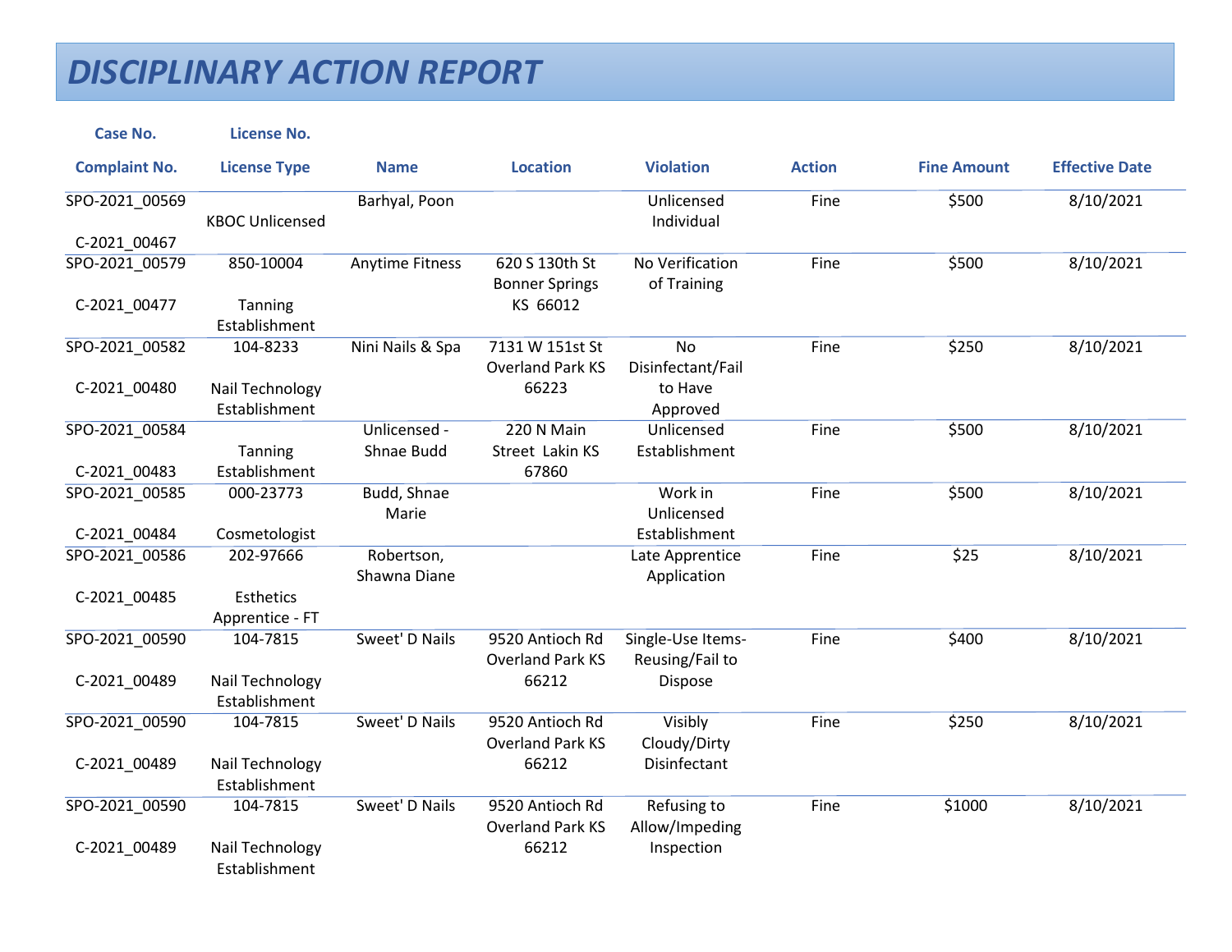# DISCIPLINARY ACTION REPORT

| Case No.<br>Complaint No. | License No.<br>License Type | Name | Location | Violation | Action | Fine Amount | Effective Date |
|---|---|---|---|---|---|---|---|
| SPO-2021_00569<br>C-2021_00467 | KBOC Unlicensed | Barhyal, Poon | | Unlicensed Individual | Fine | $500 | 8/10/2021 |
| SPO-2021_00579<br>C-2021_00477 | 850-10004<br>Tanning Establishment | Anytime Fitness | 620 S 130th St Bonner Springs KS 66012 | No Verification of Training | Fine | $500 | 8/10/2021 |
| SPO-2021_00582<br>C-2021_00480 | 104-8233<br>Nail Technology Establishment | Nini Nails & Spa | 7131 W 151st St Overland Park KS 66223 | No Disinfectant/Fail to Have Approved | Fine | $250 | 8/10/2021 |
| SPO-2021_00584<br>C-2021_00483 | Tanning Establishment | Unlicensed - Shnae Budd | 220 N Main Street Lakin KS 67860 | Unlicensed Establishment | Fine | $500 | 8/10/2021 |
| SPO-2021_00585<br>C-2021_00484 | 000-23773<br>Cosmetologist | Budd, Shnae Marie | | Work in Unlicensed Establishment | Fine | $500 | 8/10/2021 |
| SPO-2021_00586<br>C-2021_00485 | 202-97666<br>Esthetics Apprentice - FT | Robertson, Shawna Diane | | Late Apprentice Application | Fine | $25 | 8/10/2021 |
| SPO-2021_00590<br>C-2021_00489 | 104-7815<br>Nail Technology Establishment | Sweet' D Nails | 9520 Antioch Rd Overland Park KS 66212 | Single-Use Items-Reusing/Fail to Dispose | Fine | $400 | 8/10/2021 |
| SPO-2021_00590<br>C-2021_00489 | 104-7815<br>Nail Technology Establishment | Sweet' D Nails | 9520 Antioch Rd Overland Park KS 66212 | Visibly Cloudy/Dirty Disinfectant | Fine | $250 | 8/10/2021 |
| SPO-2021_00590<br>C-2021_00489 | 104-7815<br>Nail Technology Establishment | Sweet' D Nails | 9520 Antioch Rd Overland Park KS 66212 | Refusing to Allow/Impeding Inspection | Fine | $1000 | 8/10/2021 |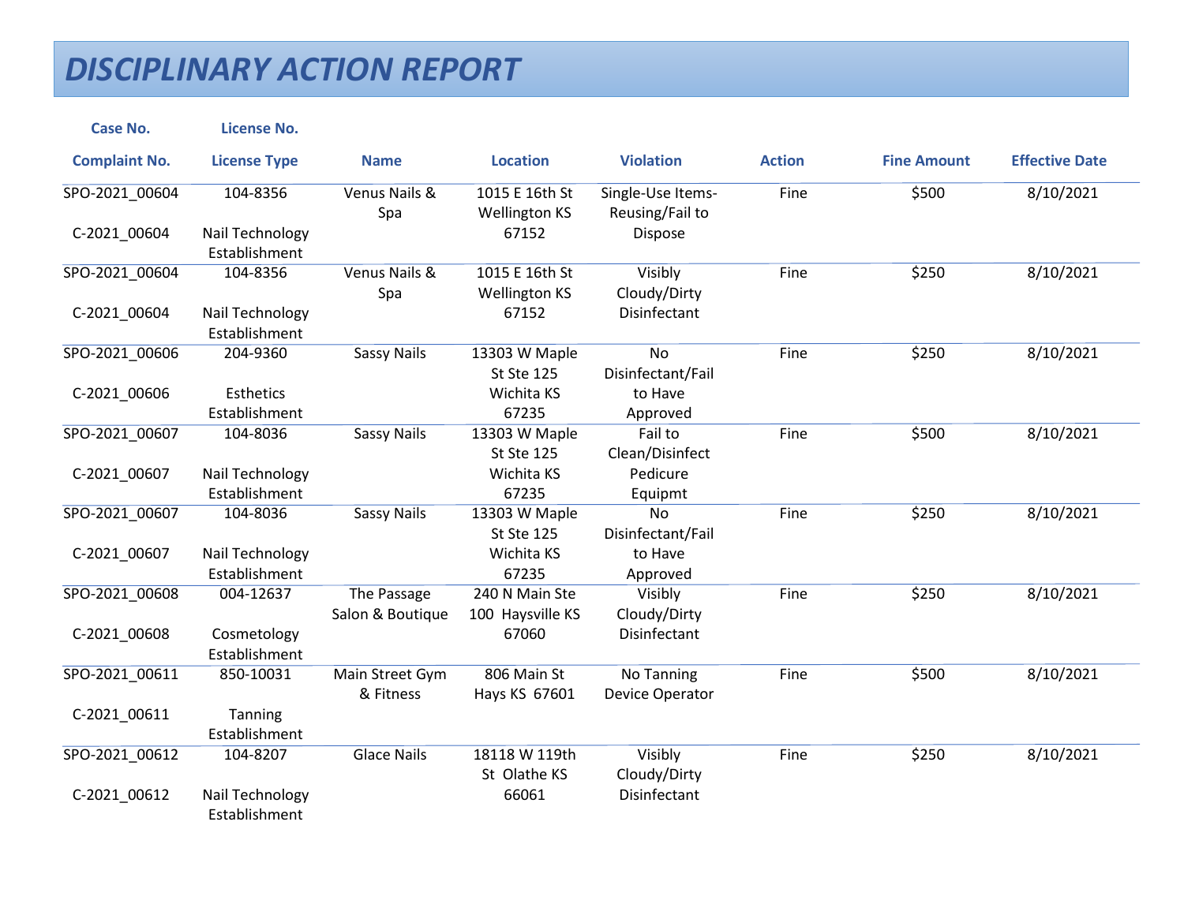# DISCIPLINARY ACTION REPORT

| Case No. / Complaint No. | License No. / License Type | Name | Location | Violation | Action | Fine Amount | Effective Date |
|---|---|---|---|---|---|---|---|
| SPO-2021_00604 C-2021_00604 | 104-8356 Nail Technology Establishment | Venus Nails & Spa | 1015 E 16th St Wellington KS 67152 | Single-Use Items-Reusing/Fail to Dispose | Fine | $500 | 8/10/2021 |
| SPO-2021_00604 C-2021_00604 | 104-8356 Nail Technology Establishment | Venus Nails & Spa | 1015 E 16th St Wellington KS 67152 | Visibly Cloudy/Dirty Disinfectant | Fine | $250 | 8/10/2021 |
| SPO-2021_00606 C-2021_00606 | 204-9360 Esthetics Establishment | Sassy Nails | 13303 W Maple St Ste 125 Wichita KS 67235 | No Disinfectant/Fail to Have Approved | Fine | $250 | 8/10/2021 |
| SPO-2021_00607 C-2021_00607 | 104-8036 Nail Technology Establishment | Sassy Nails | 13303 W Maple St Ste 125 Wichita KS 67235 | Fail to Clean/Disinfect Pedicure Equipmt | Fine | $500 | 8/10/2021 |
| SPO-2021_00607 C-2021_00607 | 104-8036 Nail Technology Establishment | Sassy Nails | 13303 W Maple St Ste 125 Wichita KS 67235 | No Disinfectant/Fail to Have Approved | Fine | $250 | 8/10/2021 |
| SPO-2021_00608 C-2021_00608 | 004-12637 Cosmetology Establishment | The Passage Salon & Boutique | 240 N Main Ste 100 Haysville KS 67060 | Visibly Cloudy/Dirty Disinfectant | Fine | $250 | 8/10/2021 |
| SPO-2021_00611 C-2021_00611 | 850-10031 Tanning Establishment | Main Street Gym & Fitness | 806 Main St Hays KS 67601 | No Tanning Device Operator | Fine | $500 | 8/10/2021 |
| SPO-2021_00612 C-2021_00612 | 104-8207 Nail Technology Establishment | Glace Nails | 18118 W 119th St Olathe KS 66061 | Visibly Cloudy/Dirty Disinfectant | Fine | $250 | 8/10/2021 |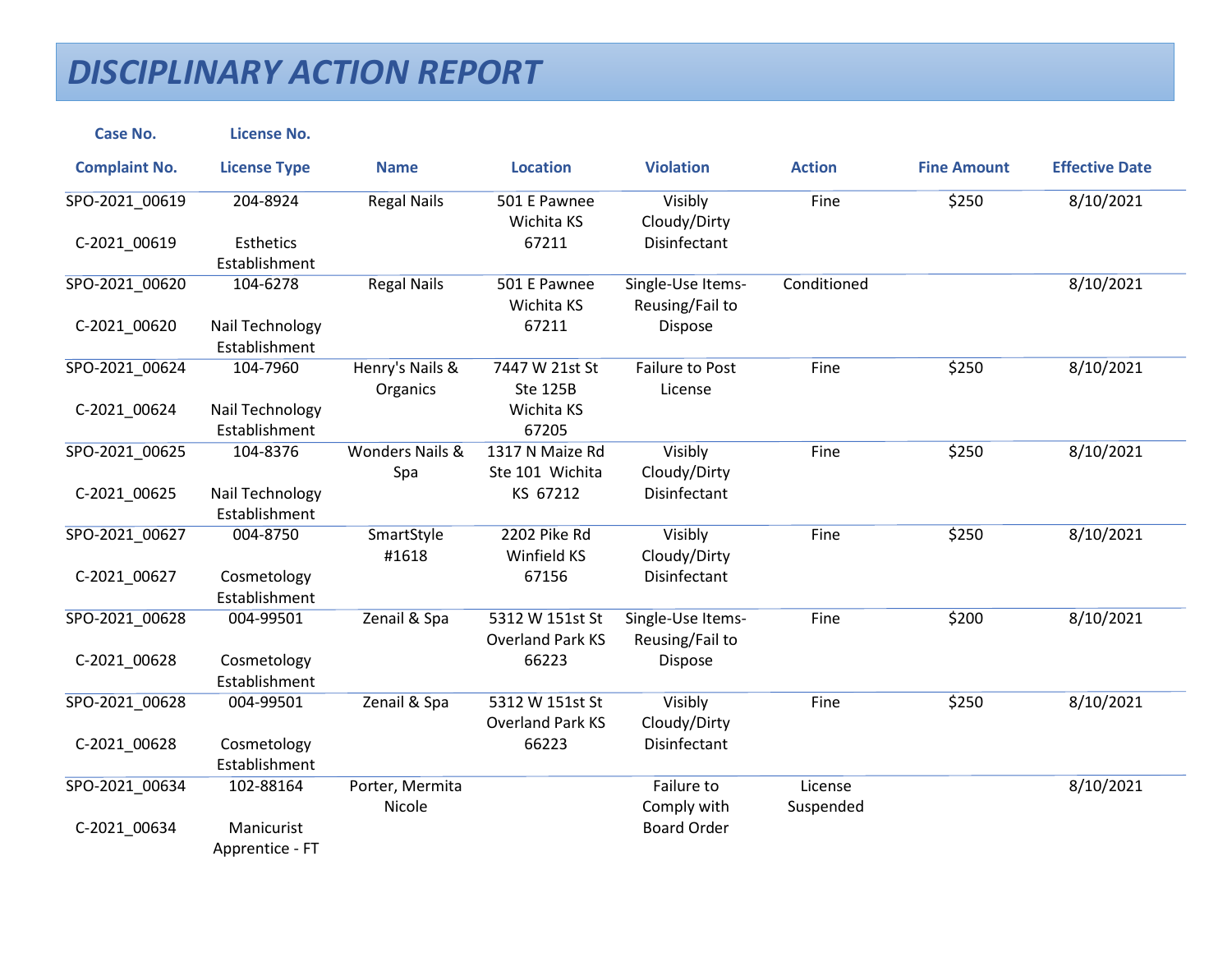# DISCIPLINARY ACTION REPORT

| Case No. / Complaint No. | License No. / License Type | Name | Location | Violation | Action | Fine Amount | Effective Date |
|---|---|---|---|---|---|---|---|
| SPO-2021_00619 C-2021_00619 | 204-8924 Esthetics Establishment | Regal Nails | 501 E Pawnee Wichita KS 67211 | Visibly Cloudy/Dirty Disinfectant | Fine | $250 | 8/10/2021 |
| SPO-2021_00620 C-2021_00620 | 104-6278 Nail Technology Establishment | Regal Nails | 501 E Pawnee Wichita KS 67211 | Single-Use Items-Reusing/Fail to Dispose | Conditioned | | 8/10/2021 |
| SPO-2021_00624 C-2021_00624 | 104-7960 Nail Technology Establishment | Henry's Nails & Organics | 7447 W 21st St Ste 125B Wichita KS 67205 | Failure to Post License | Fine | $250 | 8/10/2021 |
| SPO-2021_00625 C-2021_00625 | 104-8376 Nail Technology Establishment | Wonders Nails & Spa | 1317 N Maize Rd Ste 101 Wichita KS 67212 | Visibly Cloudy/Dirty Disinfectant | Fine | $250 | 8/10/2021 |
| SPO-2021_00627 C-2021_00627 | 004-8750 Cosmetology Establishment | SmartStyle #1618 | 2202 Pike Rd Winfield KS 67156 | Visibly Cloudy/Dirty Disinfectant | Fine | $250 | 8/10/2021 |
| SPO-2021_00628 C-2021_00628 | 004-99501 Cosmetology Establishment | Zenail & Spa | 5312 W 151st St Overland Park KS 66223 | Single-Use Items-Reusing/Fail to Dispose | Fine | $200 | 8/10/2021 |
| SPO-2021_00628 C-2021_00628 | 004-99501 Cosmetology Establishment | Zenail & Spa | 5312 W 151st St Overland Park KS 66223 | Visibly Cloudy/Dirty Disinfectant | Fine | $250 | 8/10/2021 |
| SPO-2021_00634 C-2021_00634 | 102-88164 Manicurist Apprentice - FT | Porter, Mermita Nicole | | Failure to Comply with Board Order | License Suspended | | 8/10/2021 |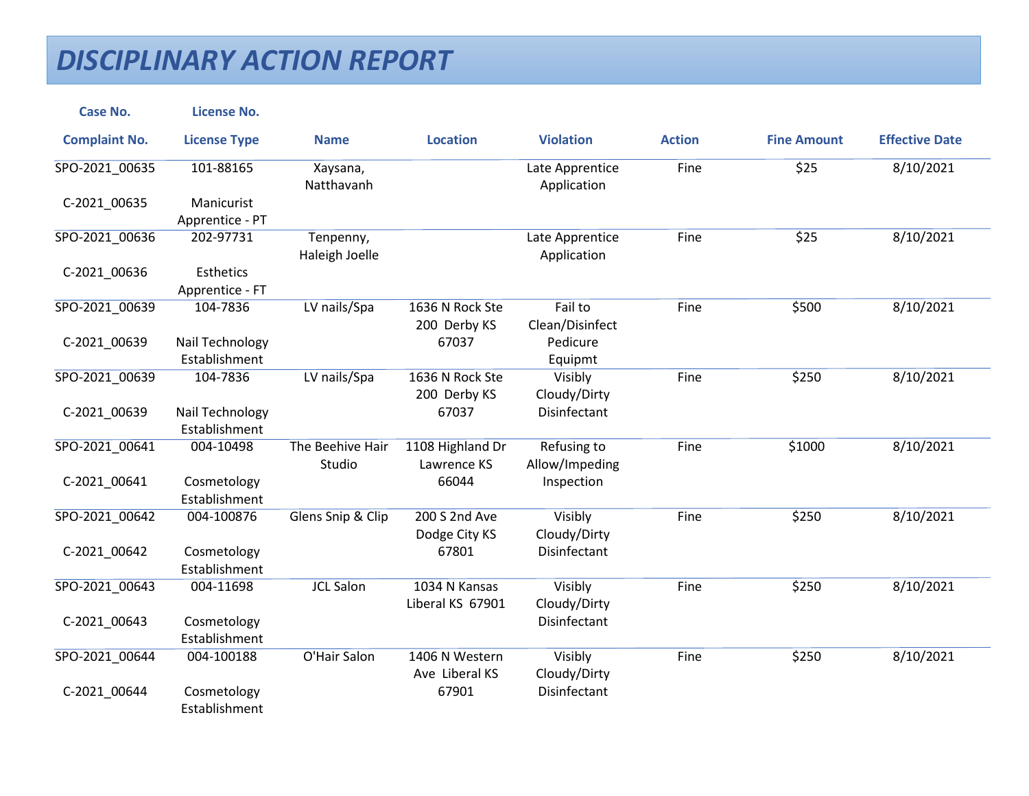# DISCIPLINARY ACTION REPORT

| Case No. / Complaint No. | License No. / License Type | Name | Location | Violation | Action | Fine Amount | Effective Date |
|---|---|---|---|---|---|---|---|
| SPO-2021_00635 / C-2021_00635 | 101-88165 / Manicurist Apprentice - PT | Xaysana, Natthavanh | | Late Apprentice Application | Fine | $25 | 8/10/2021 |
| SPO-2021_00636 / C-2021_00636 | 202-97731 / Esthetics Apprentice - FT | Tenpenny, Haleigh Joelle | | Late Apprentice Application | Fine | $25 | 8/10/2021 |
| SPO-2021_00639 / C-2021_00639 | 104-7836 / Nail Technology Establishment | LV nails/Spa | 1636 N Rock Ste 200 Derby KS 67037 | Fail to Clean/Disinfect Pedicure Equipmt | Fine | $500 | 8/10/2021 |
| SPO-2021_00639 / C-2021_00639 | 104-7836 / Nail Technology Establishment | LV nails/Spa | 1636 N Rock Ste 200 Derby KS 67037 | Visibly Cloudy/Dirty Disinfectant | Fine | $250 | 8/10/2021 |
| SPO-2021_00641 / C-2021_00641 | 004-10498 / Cosmetology Establishment | The Beehive Hair Studio | 1108 Highland Dr Lawrence KS 66044 | Refusing to Allow/Impeding Inspection | Fine | $1000 | 8/10/2021 |
| SPO-2021_00642 / C-2021_00642 | 004-100876 / Cosmetology Establishment | Glens Snip & Clip | 200 S 2nd Ave Dodge City KS 67801 | Visibly Cloudy/Dirty Disinfectant | Fine | $250 | 8/10/2021 |
| SPO-2021_00643 / C-2021_00643 | 004-11698 / Cosmetology Establishment | JCL Salon | 1034 N Kansas Liberal KS 67901 | Visibly Cloudy/Dirty Disinfectant | Fine | $250 | 8/10/2021 |
| SPO-2021_00644 / C-2021_00644 | 004-100188 / Cosmetology Establishment | O'Hair Salon | 1406 N Western Ave Liberal KS 67901 | Visibly Cloudy/Dirty Disinfectant | Fine | $250 | 8/10/2021 |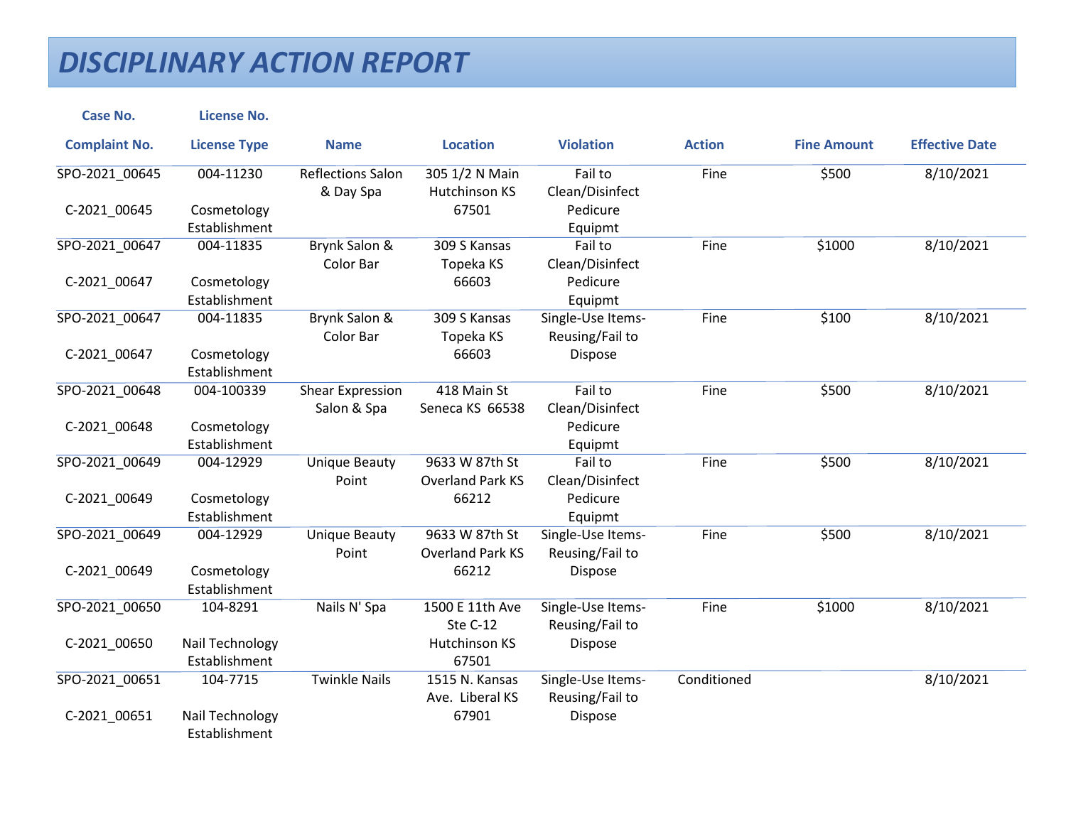# DISCIPLINARY ACTION REPORT

| Case No.<br>Complaint No. | License No.<br>License Type | Name | Location | Violation | Action | Fine Amount | Effective Date |
|---|---|---|---|---|---|---|---|
| SPO-2021_00645<br>C-2021_00645 | 004-11230<br>Cosmetology Establishment | Reflections Salon & Day Spa | 305 1/2 N Main Hutchinson KS 67501 | Fail to Clean/Disinfect Pedicure Equipmt | Fine | $500 | 8/10/2021 |
| SPO-2021_00647<br>C-2021_00647 | 004-11835<br>Cosmetology Establishment | Brynk Salon & Color Bar | 309 S Kansas Topeka KS 66603 | Fail to Clean/Disinfect Pedicure Equipmt | Fine | $1000 | 8/10/2021 |
| SPO-2021_00647<br>C-2021_00647 | 004-11835<br>Cosmetology Establishment | Brynk Salon & Color Bar | 309 S Kansas Topeka KS 66603 | Single-Use Items-Reusing/Fail to Dispose | Fine | $100 | 8/10/2021 |
| SPO-2021_00648<br>C-2021_00648 | 004-100339<br>Cosmetology Establishment | Shear Expression Salon & Spa | 418 Main St Seneca KS 66538 | Fail to Clean/Disinfect Pedicure Equipmt | Fine | $500 | 8/10/2021 |
| SPO-2021_00649<br>C-2021_00649 | 004-12929<br>Cosmetology Establishment | Unique Beauty Point | 9633 W 87th St Overland Park KS 66212 | Fail to Clean/Disinfect Pedicure Equipmt | Fine | $500 | 8/10/2021 |
| SPO-2021_00649<br>C-2021_00649 | 004-12929<br>Cosmetology Establishment | Unique Beauty Point | 9633 W 87th St Overland Park KS 66212 | Single-Use Items-Reusing/Fail to Dispose | Fine | $500 | 8/10/2021 |
| SPO-2021_00650<br>C-2021_00650 | 104-8291<br>Nail Technology Establishment | Nails N' Spa | 1500 E 11th Ave Ste C-12 Hutchinson KS 67501 | Single-Use Items-Reusing/Fail to Dispose | Fine | $1000 | 8/10/2021 |
| SPO-2021_00651<br>C-2021_00651 | 104-7715<br>Nail Technology Establishment | Twinkle Nails | 1515 N. Kansas Ave. Liberal KS 67901 | Single-Use Items-Reusing/Fail to Dispose | Conditioned | | 8/10/2021 |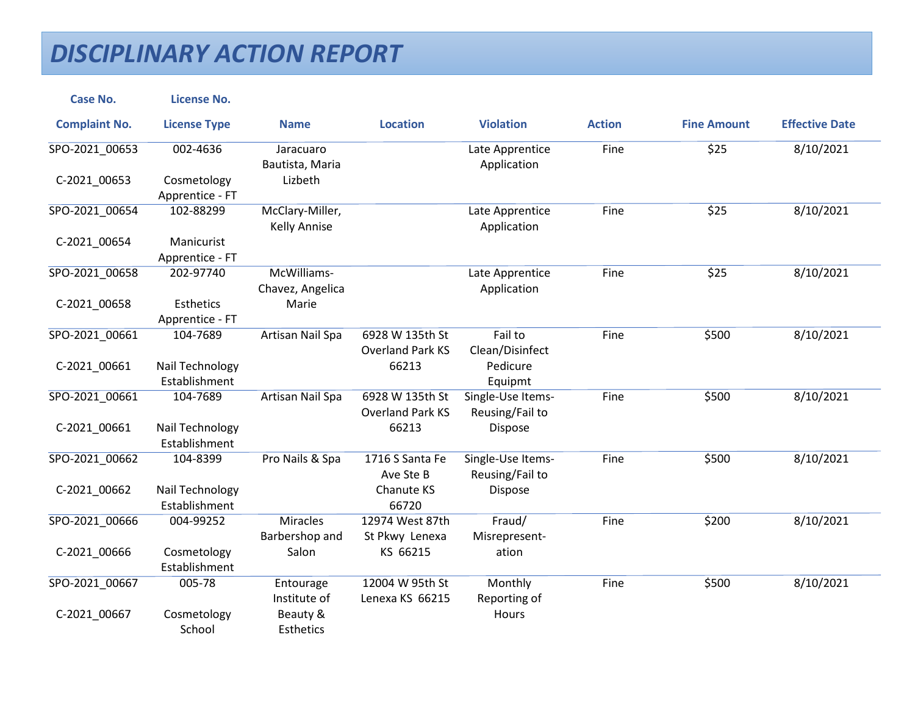# DISCIPLINARY ACTION REPORT

| Case No. / Complaint No. | License No. / License Type | Name | Location | Violation | Action | Fine Amount | Effective Date |
|---|---|---|---|---|---|---|---|
| SPO-2021_00653 C-2021_00653 | 002-4636 Cosmetology Apprentice - FT | Jaracuaro Bautista, Maria Lizbeth | | Late Apprentice Application | Fine | $25 | 8/10/2021 |
| SPO-2021_00654 C-2021_00654 | 102-88299 Manicurist Apprentice - FT | McClary-Miller, Kelly Annise | | Late Apprentice Application | Fine | $25 | 8/10/2021 |
| SPO-2021_00658 C-2021_00658 | 202-97740 Esthetics Apprentice - FT | McWilliams-Chavez, Angelica Marie | | Late Apprentice Application | Fine | $25 | 8/10/2021 |
| SPO-2021_00661 C-2021_00661 | 104-7689 Nail Technology Establishment | Artisan Nail Spa | 6928 W 135th St Overland Park KS 66213 | Fail to Clean/Disinfect Pedicure Equipmt | Fine | $500 | 8/10/2021 |
| SPO-2021_00661 C-2021_00661 | 104-7689 Nail Technology Establishment | Artisan Nail Spa | 6928 W 135th St Overland Park KS 66213 | Single-Use Items-Reusing/Fail to Dispose | Fine | $500 | 8/10/2021 |
| SPO-2021_00662 C-2021_00662 | 104-8399 Nail Technology Establishment | Pro Nails & Spa | 1716 S Santa Fe Ave Ste B Chanute KS 66720 | Single-Use Items-Reusing/Fail to Dispose | Fine | $500 | 8/10/2021 |
| SPO-2021_00666 C-2021_00666 | 004-99252 Cosmetology Establishment | Miracles Barbershop and Salon | 12974 West 87th St Pkwy Lenexa KS 66215 | Fraud/ Misrepresent-ation | Fine | $200 | 8/10/2021 |
| SPO-2021_00667 C-2021_00667 | 005-78 Cosmetology School | Entourage Institute of Beauty & Esthetics | 12004 W 95th St Lenexa KS 66215 | Monthly Reporting of Hours | Fine | $500 | 8/10/2021 |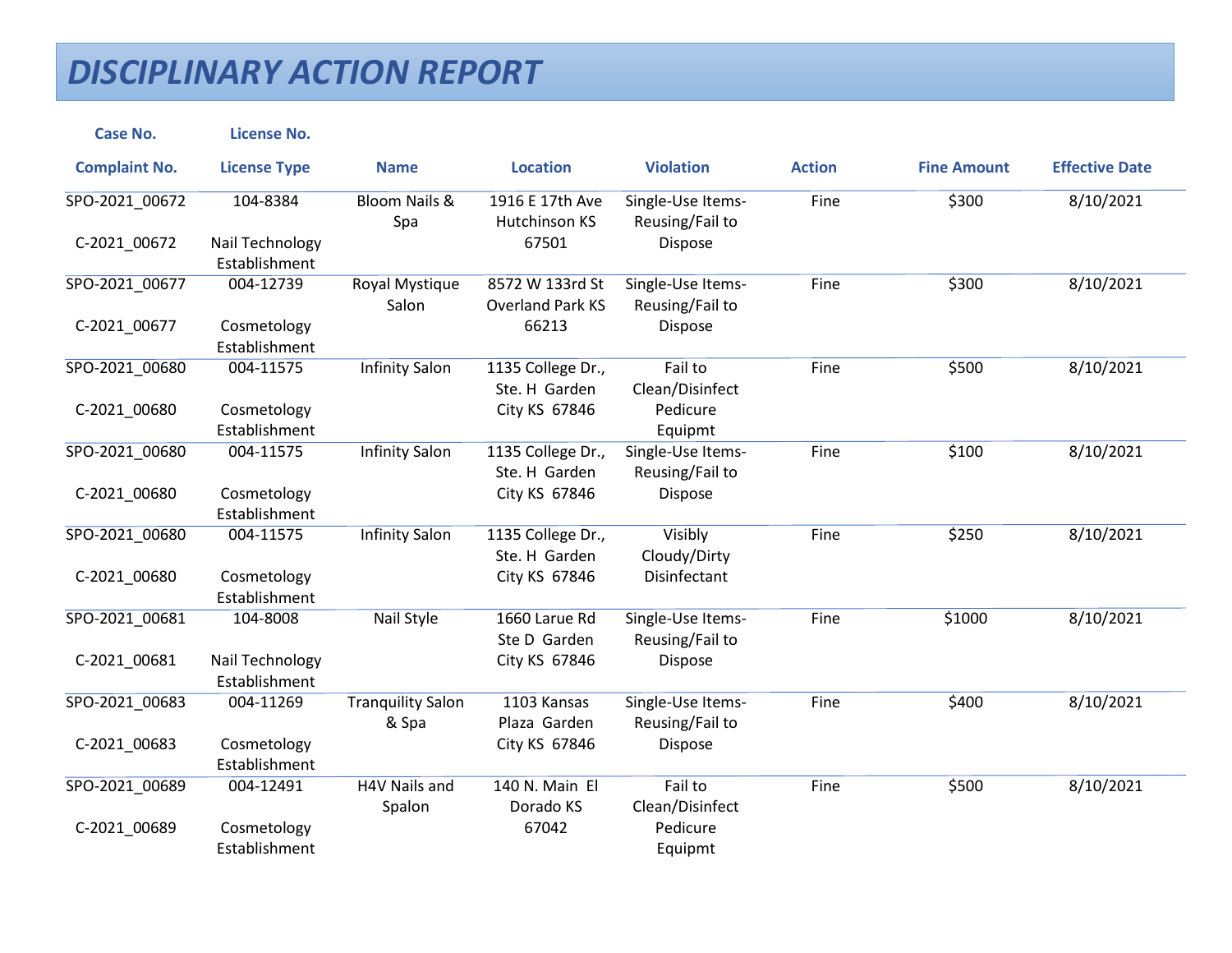# DISCIPLINARY ACTION REPORT

| Case No. / Complaint No. | License No. / License Type | Name | Location | Violation | Action | Fine Amount | Effective Date |
|---|---|---|---|---|---|---|---|
| SPO-2021_00672 / C-2021_00672 | 104-8384 / Nail Technology Establishment | Bloom Nails & Spa | 1916 E 17th Ave Hutchinson KS 67501 | Single-Use Items-Reusing/Fail to Dispose | Fine | $300 | 8/10/2021 |
| SPO-2021_00677 / C-2021_00677 | 004-12739 / Cosmetology Establishment | Royal Mystique Salon | 8572 W 133rd St Overland Park KS 66213 | Single-Use Items-Reusing/Fail to Dispose | Fine | $300 | 8/10/2021 |
| SPO-2021_00680 / C-2021_00680 | 004-11575 / Cosmetology Establishment | Infinity Salon | 1135 College Dr., Ste. H Garden City KS 67846 | Fail to Clean/Disinfect Pedicure Equipmt | Fine | $500 | 8/10/2021 |
| SPO-2021_00680 / C-2021_00680 | 004-11575 / Cosmetology Establishment | Infinity Salon | 1135 College Dr., Ste. H Garden City KS 67846 | Single-Use Items-Reusing/Fail to Dispose | Fine | $100 | 8/10/2021 |
| SPO-2021_00680 / C-2021_00680 | 004-11575 / Cosmetology Establishment | Infinity Salon | 1135 College Dr., Ste. H Garden City KS 67846 | Visibly Cloudy/Dirty Disinfectant | Fine | $250 | 8/10/2021 |
| SPO-2021_00681 / C-2021_00681 | 104-8008 / Nail Technology Establishment | Nail Style | 1660 Larue Rd Ste D Garden City KS 67846 | Single-Use Items-Reusing/Fail to Dispose | Fine | $1000 | 8/10/2021 |
| SPO-2021_00683 / C-2021_00683 | 004-11269 / Cosmetology Establishment | Tranquility Salon & Spa | 1103 Kansas Plaza Garden City KS 67846 | Single-Use Items-Reusing/Fail to Dispose | Fine | $400 | 8/10/2021 |
| SPO-2021_00689 / C-2021_00689 | 004-12491 / Cosmetology Establishment | H4V Nails and Spalon | 140 N. Main El Dorado KS 67042 | Fail to Clean/Disinfect Pedicure Equipmt | Fine | $500 | 8/10/2021 |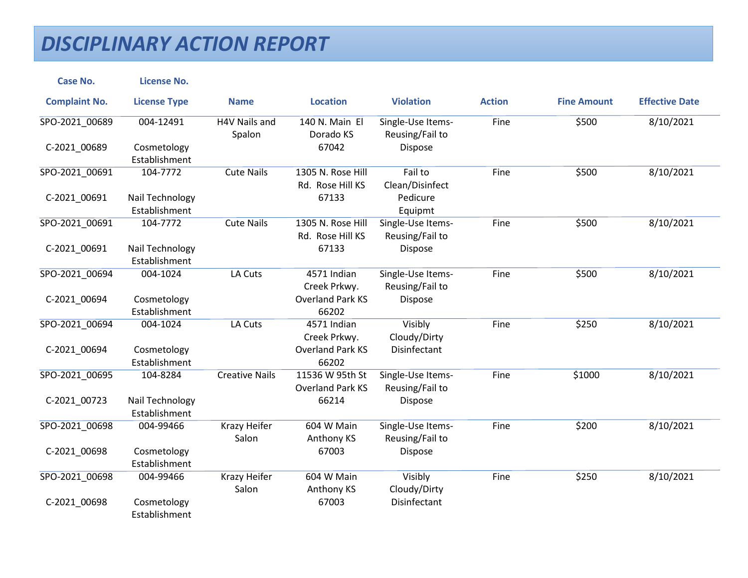# DISCIPLINARY ACTION REPORT

| Case No. / Complaint No. | License No. / License Type | Name | Location | Violation | Action | Fine Amount | Effective Date |
|---|---|---|---|---|---|---|---|
| SPO-2021_00689 / C-2021_00689 | 004-12491 / Cosmetology Establishment | H4V Nails and Spalon | 140 N. Main El Dorado KS 67042 | Single-Use Items-Reusing/Fail to Dispose | Fine | $500 | 8/10/2021 |
| SPO-2021_00691 / C-2021_00691 | 104-7772 / Nail Technology Establishment | Cute Nails | 1305 N. Rose Hill Rd. Rose Hill KS 67133 | Fail to Clean/Disinfect Pedicure Equipmt | Fine | $500 | 8/10/2021 |
| SPO-2021_00691 / C-2021_00691 | 104-7772 / Nail Technology Establishment | Cute Nails | 1305 N. Rose Hill Rd. Rose Hill KS 67133 | Single-Use Items-Reusing/Fail to Dispose | Fine | $500 | 8/10/2021 |
| SPO-2021_00694 / C-2021_00694 | 004-1024 / Cosmetology Establishment | LA Cuts | 4571 Indian Creek Prkwy. Overland Park KS 66202 | Single-Use Items-Reusing/Fail to Dispose | Fine | $500 | 8/10/2021 |
| SPO-2021_00694 / C-2021_00694 | 004-1024 / Cosmetology Establishment | LA Cuts | 4571 Indian Creek Prkwy. Overland Park KS 66202 | Visibly Cloudy/Dirty Disinfectant | Fine | $250 | 8/10/2021 |
| SPO-2021_00695 / C-2021_00723 | 104-8284 / Nail Technology Establishment | Creative Nails | 11536 W 95th St Overland Park KS 66214 | Single-Use Items-Reusing/Fail to Dispose | Fine | $1000 | 8/10/2021 |
| SPO-2021_00698 / C-2021_00698 | 004-99466 / Cosmetology Establishment | Krazy Heifer Salon | 604 W Main Anthony KS 67003 | Single-Use Items-Reusing/Fail to Dispose | Fine | $200 | 8/10/2021 |
| SPO-2021_00698 / C-2021_00698 | 004-99466 / Cosmetology Establishment | Krazy Heifer Salon | 604 W Main Anthony KS 67003 | Visibly Cloudy/Dirty Disinfectant | Fine | $250 | 8/10/2021 |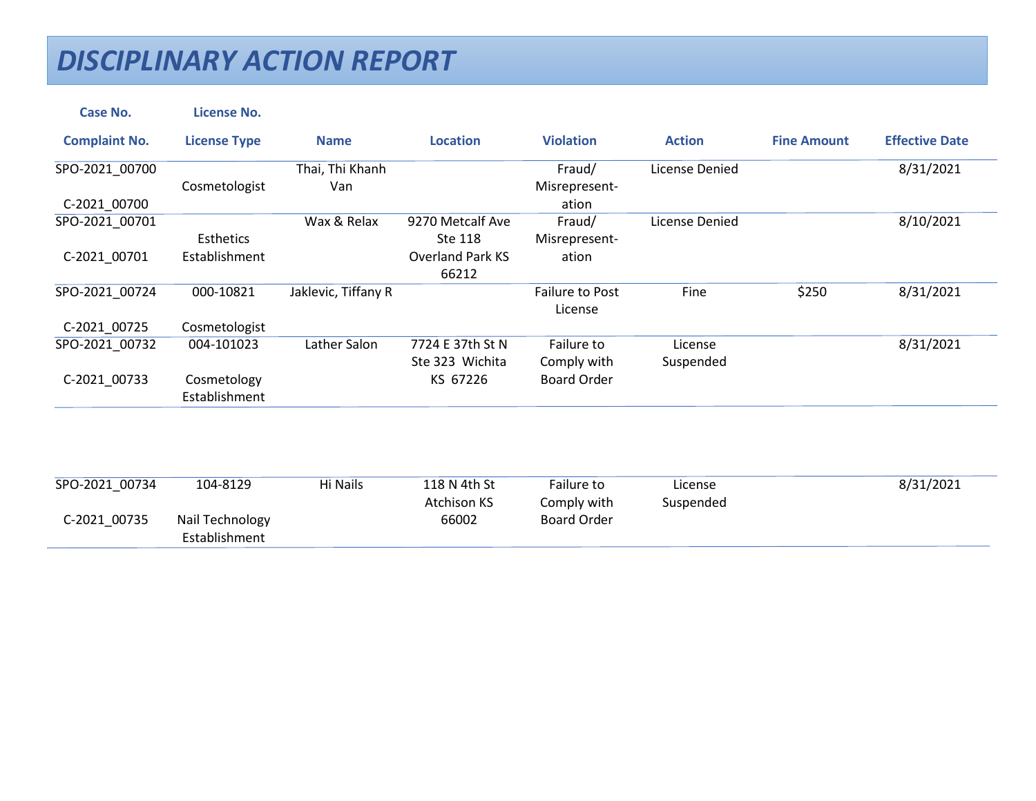# DISCIPLINARY ACTION REPORT

| Case No.<br>Complaint No. | License No.<br>License Type | Name | Location | Violation | Action | Fine Amount | Effective Date |
|---|---|---|---|---|---|---|---|
| SPO-2021_00700<br>C-2021_00700 | Cosmetologist | Thai, Thi Khanh Van | | Fraud/ Misrepresent-ation | License Denied | | 8/31/2021 |
| SPO-2021_00701<br>C-2021_00701 | Esthetics Establishment | Wax & Relax | 9270 Metcalf Ave Ste 118 Overland Park KS 66212 | Fraud/ Misrepresent-ation | License Denied | | 8/10/2021 |
| SPO-2021_00724<br>C-2021_00725 | 000-10821<br>Cosmetologist | Jaklevic, Tiffany R | | Failure to Post License | Fine | $250 | 8/31/2021 |
| SPO-2021_00732<br>C-2021_00733 | 004-101023<br>Cosmetology Establishment | Lather Salon | 7724 E 37th St N Ste 323 Wichita KS 67226 | Failure to Comply with Board Order | License Suspended | | 8/31/2021 |
| SPO-2021_00734<br>C-2021_00735 | 104-8129<br>Nail Technology Establishment | Hi Nails | 118 N 4th St Atchison KS 66002 | Failure to Comply with Board Order | License Suspended | | 8/31/2021 |